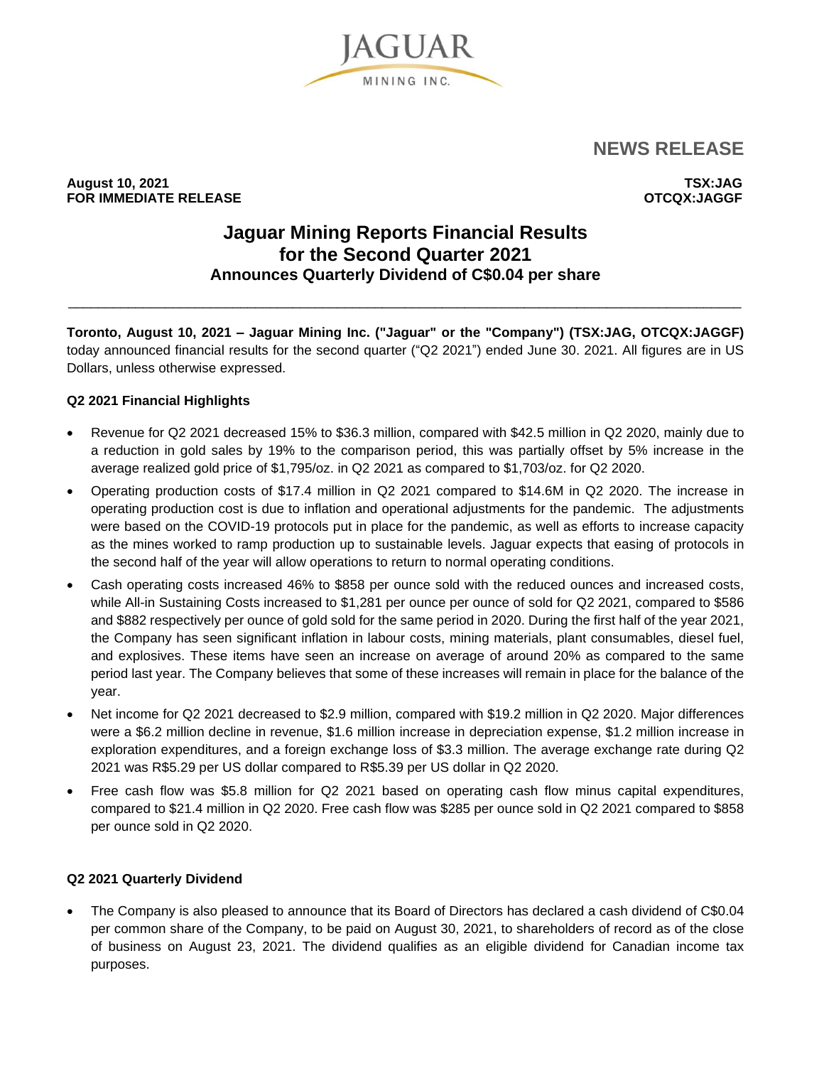JAGUAR
MINING INC.

# NEWS RELEASE

**August 10, 2021**
**FOR IMMEDIATE RELEASE**

**TSX:JAG**
**OTCQX:JAGGF**

# Jaguar Mining Reports Financial Results for the Second Quarter 2021

## Announces Quarterly Dividend of C$0.04 per share

---

**Toronto, August 10, 2021 – Jaguar Mining Inc. ("Jaguar" or the "Company") (TSX:JAG, OTCQX:JAGGF)** today announced financial results for the second quarter ("Q2 2021") ended June 30. 2021. All figures are in US Dollars, unless otherwise expressed.

### Q2 2021 Financial Highlights

- Revenue for Q2 2021 decreased 15% to $36.3 million, compared with $42.5 million in Q2 2020, mainly due to a reduction in gold sales by 19% to the comparison period, this was partially offset by 5% increase in the average realized gold price of $1,795/oz. in Q2 2021 as compared to $1,703/oz. for Q2 2020.
- Operating production costs of $17.4 million in Q2 2021 compared to $14.6M in Q2 2020. The increase in operating production cost is due to inflation and operational adjustments for the pandemic. The adjustments were based on the COVID-19 protocols put in place for the pandemic, as well as efforts to increase capacity as the mines worked to ramp production up to sustainable levels. Jaguar expects that easing of protocols in the second half of the year will allow operations to return to normal operating conditions.
- Cash operating costs increased 46% to $858 per ounce sold with the reduced ounces and increased costs, while All-in Sustaining Costs increased to $1,281 per ounce per ounce of sold for Q2 2021, compared to $586 and $882 respectively per ounce of gold sold for the same period in 2020. During the first half of the year 2021, the Company has seen significant inflation in labour costs, mining materials, plant consumables, diesel fuel, and explosives. These items have seen an increase on average of around 20% as compared to the same period last year. The Company believes that some of these increases will remain in place for the balance of the year.
- Net income for Q2 2021 decreased to $2.9 million, compared with $19.2 million in Q2 2020. Major differences were a $6.2 million decline in revenue, $1.6 million increase in depreciation expense, $1.2 million increase in exploration expenditures, and a foreign exchange loss of $3.3 million. The average exchange rate during Q2 2021 was R$5.29 per US dollar compared to R$5.39 per US dollar in Q2 2020.
- Free cash flow was $5.8 million for Q2 2021 based on operating cash flow minus capital expenditures, compared to $21.4 million in Q2 2020. Free cash flow was $285 per ounce sold in Q2 2021 compared to $858 per ounce sold in Q2 2020.

### Q2 2021 Quarterly Dividend

- The Company is also pleased to announce that its Board of Directors has declared a cash dividend of C$0.04 per common share of the Company, to be paid on August 30, 2021, to shareholders of record as of the close of business on August 23, 2021. The dividend qualifies as an eligible dividend for Canadian income tax purposes.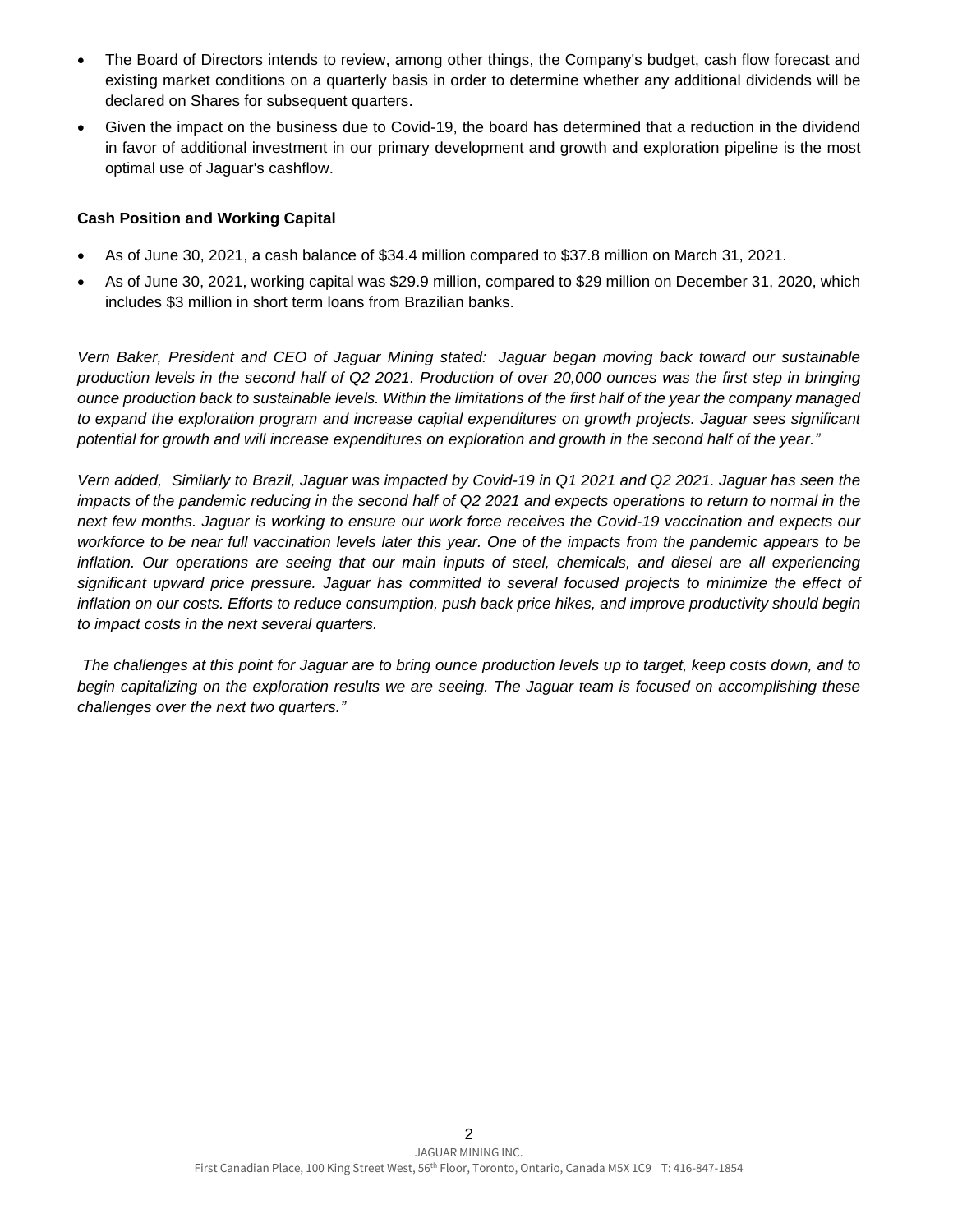- The Board of Directors intends to review, among other things, the Company's budget, cash flow forecast and existing market conditions on a quarterly basis in order to determine whether any additional dividends will be declared on Shares for subsequent quarters.
- Given the impact on the business due to Covid-19, the board has determined that a reduction in the dividend in favor of additional investment in our primary development and growth and exploration pipeline is the most optimal use of Jaguar's cashflow.

**Cash Position and Working Capital**

- As of June 30, 2021, a cash balance of $34.4 million compared to $37.8 million on March 31, 2021.
- As of June 30, 2021, working capital was $29.9 million, compared to $29 million on December 31, 2020, which includes $3 million in short term loans from Brazilian banks.

*Vern Baker, President and CEO of Jaguar Mining stated: Jaguar began moving back toward our sustainable production levels in the second half of Q2 2021. Production of over 20,000 ounces was the first step in bringing ounce production back to sustainable levels. Within the limitations of the first half of the year the company managed to expand the exploration program and increase capital expenditures on growth projects. Jaguar sees significant potential for growth and will increase expenditures on exploration and growth in the second half of the year."*

*Vern added, Similarly to Brazil, Jaguar was impacted by Covid-19 in Q1 2021 and Q2 2021. Jaguar has seen the impacts of the pandemic reducing in the second half of Q2 2021 and expects operations to return to normal in the next few months. Jaguar is working to ensure our work force receives the Covid-19 vaccination and expects our workforce to be near full vaccination levels later this year. One of the impacts from the pandemic appears to be inflation. Our operations are seeing that our main inputs of steel, chemicals, and diesel are all experiencing significant upward price pressure. Jaguar has committed to several focused projects to minimize the effect of inflation on our costs. Efforts to reduce consumption, push back price hikes, and improve productivity should begin to impact costs in the next several quarters.*

*The challenges at this point for Jaguar are to bring ounce production levels up to target, keep costs down, and to begin capitalizing on the exploration results we are seeing. The Jaguar team is focused on accomplishing these challenges over the next two quarters."*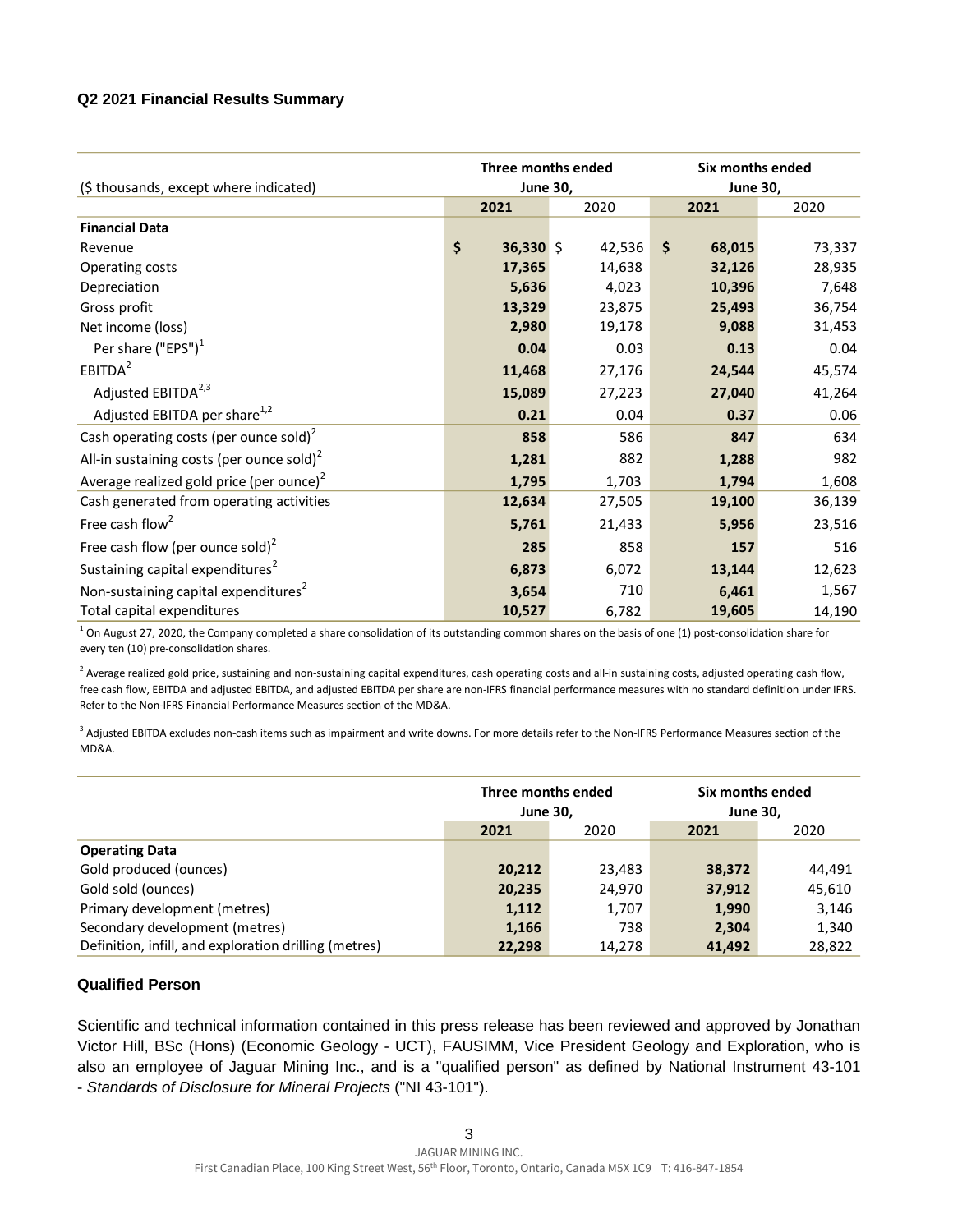## Q2 2021 Financial Results Summary

| ($ thousands, except where indicated) | Three months ended June 30, | | Six months ended June 30, | |
|---|---|---|---|---|
| | **2021** | 2020 | **2021** | 2020 |
| **Financial Data** | | | | |
| Revenue | **$ 36,330** | $ 42,536 | **$ 68,015** | 73,337 |
| Operating costs | **17,365** | 14,638 | **32,126** | 28,935 |
| Depreciation | **5,636** | 4,023 | **10,396** | 7,648 |
| Gross profit | **13,329** | 23,875 | **25,493** | 36,754 |
| Net income (loss) | **2,980** | 19,178 | **9,088** | 31,453 |
| Per share ("EPS")[1] | **0.04** | 0.03 | **0.13** | 0.04 |
| EBITDA[2] | **11,468** | 27,176 | **24,544** | 45,574 |
| Adjusted EBITDA[2,3] | **15,089** | 27,223 | **27,040** | 41,264 |
| Adjusted EBITDA per share[1,2] | **0.21** | 0.04 | **0.37** | 0.06 |
| Cash operating costs (per ounce sold)[2] | **858** | 586 | **847** | 634 |
| All-in sustaining costs (per ounce sold)[2] | **1,281** | 882 | **1,288** | 982 |
| Average realized gold price (per ounce)[2] | **1,795** | 1,703 | **1,794** | 1,608 |
| Cash generated from operating activities | **12,634** | 27,505 | **19,100** | 36,139 |
| Free cash flow[2] | **5,761** | 21,433 | **5,956** | 23,516 |
| Free cash flow (per ounce sold)[2] | **285** | 858 | **157** | 516 |
| Sustaining capital expenditures[2] | **6,873** | 6,072 | **13,144** | 12,623 |
| Non-sustaining capital expenditures[2] | **3,654** | 710 | **6,461** | 1,567 |
| Total capital expenditures | **10,527** | 6,782 | **19,605** | 14,190 |

[1] On August 27, 2020, the Company completed a share consolidation of its outstanding common shares on the basis of one (1) post-consolidation share for every ten (10) pre-consolidation shares.

[2] Average realized gold price, sustaining and non-sustaining capital expenditures, cash operating costs and all-in sustaining costs, adjusted operating cash flow, free cash flow, EBITDA and adjusted EBITDA, and adjusted EBITDA per share are non-IFRS financial performance measures with no standard definition under IFRS. Refer to the Non-IFRS Financial Performance Measures section of the MD&A.

[3] Adjusted EBITDA excludes non-cash items such as impairment and write downs. For more details refer to the Non-IFRS Performance Measures section of the MD&A.

| | Three months ended June 30, | | Six months ended June 30, | |
|---|---|---|---|---|
| | **2021** | 2020 | **2021** | 2020 |
| **Operating Data** | | | | |
| Gold produced (ounces) | **20,212** | 23,483 | **38,372** | 44,491 |
| Gold sold (ounces) | **20,235** | 24,970 | **37,912** | 45,610 |
| Primary development (metres) | **1,112** | 1,707 | **1,990** | 3,146 |
| Secondary development (metres) | **1,166** | 738 | **2,304** | 1,340 |
| Definition, infill, and exploration drilling (metres) | **22,298** | 14,278 | **41,492** | 28,822 |

## Qualified Person

Scientific and technical information contained in this press release has been reviewed and approved by Jonathan Victor Hill, BSc (Hons) (Economic Geology - UCT), FAUSIMM, Vice President Geology and Exploration, who is also an employee of Jaguar Mining Inc., and is a "qualified person" as defined by National Instrument 43-101 - *Standards of Disclosure for Mineral Projects* ("NI 43-101").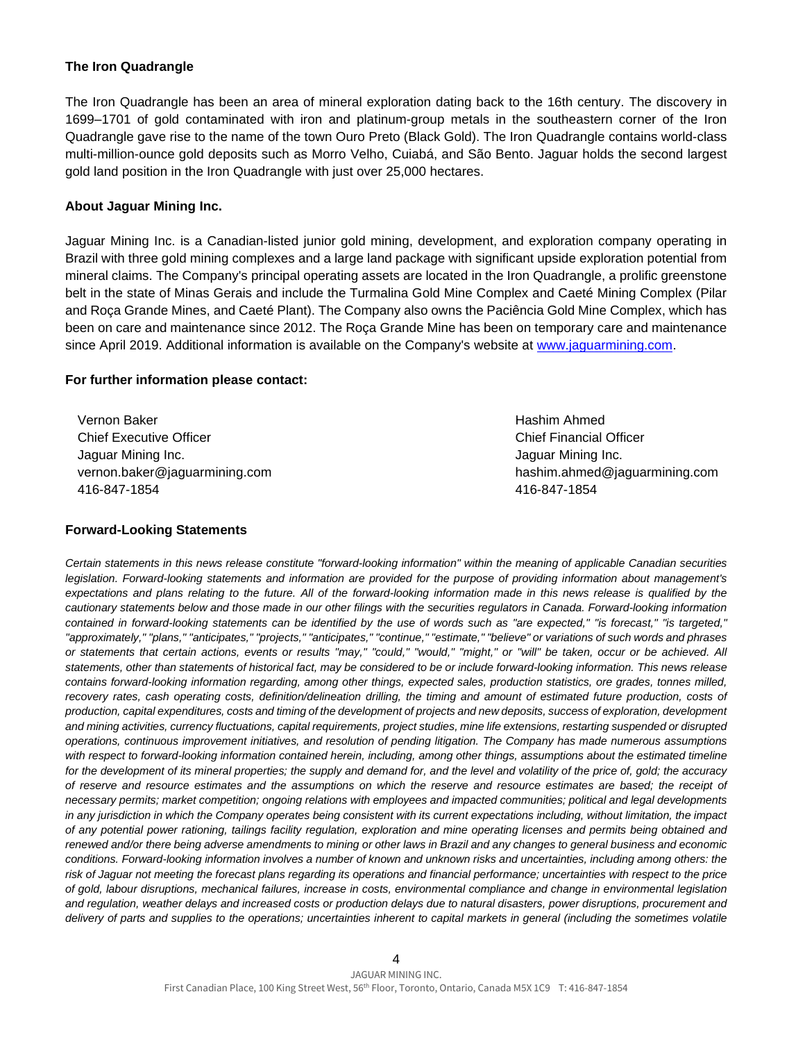**The Iron Quadrangle**

The Iron Quadrangle has been an area of mineral exploration dating back to the 16th century. The discovery in 1699–1701 of gold contaminated with iron and platinum-group metals in the southeastern corner of the Iron Quadrangle gave rise to the name of the town Ouro Preto (Black Gold). The Iron Quadrangle contains world-class multi-million-ounce gold deposits such as Morro Velho, Cuiabá, and São Bento. Jaguar holds the second largest gold land position in the Iron Quadrangle with just over 25,000 hectares.

**About Jaguar Mining Inc.**

Jaguar Mining Inc. is a Canadian-listed junior gold mining, development, and exploration company operating in Brazil with three gold mining complexes and a large land package with significant upside exploration potential from mineral claims. The Company's principal operating assets are located in the Iron Quadrangle, a prolific greenstone belt in the state of Minas Gerais and include the Turmalina Gold Mine Complex and Caeté Mining Complex (Pilar and Roça Grande Mines, and Caeté Plant). The Company also owns the Paciência Gold Mine Complex, which has been on care and maintenance since 2012. The Roça Grande Mine has been on temporary care and maintenance since April 2019. Additional information is available on the Company's website at [www.jaguarmining.com](http://www.jaguarmining.com).

**For further information please contact:**

Vernon Baker
Chief Executive Officer
Jaguar Mining Inc.
vernon.baker@jaguarmining.com
416-847-1854

Hashim Ahmed
Chief Financial Officer
Jaguar Mining Inc.
hashim.ahmed@jaguarmining.com
416-847-1854

**Forward-Looking Statements**

*Certain statements in this news release constitute "forward-looking information" within the meaning of applicable Canadian securities legislation. Forward-looking statements and information are provided for the purpose of providing information about management's expectations and plans relating to the future. All of the forward-looking information made in this news release is qualified by the cautionary statements below and those made in our other filings with the securities regulators in Canada. Forward-looking information contained in forward-looking statements can be identified by the use of words such as "are expected," "is forecast," "is targeted," "approximately," "plans," "anticipates," "projects," "anticipates," "continue," "estimate," "believe" or variations of such words and phrases or statements that certain actions, events or results "may," "could," "would," "might," or "will" be taken, occur or be achieved. All statements, other than statements of historical fact, may be considered to be or include forward-looking information. This news release contains forward-looking information regarding, among other things, expected sales, production statistics, ore grades, tonnes milled, recovery rates, cash operating costs, definition/delineation drilling, the timing and amount of estimated future production, costs of production, capital expenditures, costs and timing of the development of projects and new deposits, success of exploration, development and mining activities, currency fluctuations, capital requirements, project studies, mine life extensions, restarting suspended or disrupted operations, continuous improvement initiatives, and resolution of pending litigation. The Company has made numerous assumptions with respect to forward-looking information contained herein, including, among other things, assumptions about the estimated timeline for the development of its mineral properties; the supply and demand for, and the level and volatility of the price of, gold; the accuracy of reserve and resource estimates and the assumptions on which the reserve and resource estimates are based; the receipt of necessary permits; market competition; ongoing relations with employees and impacted communities; political and legal developments in any jurisdiction in which the Company operates being consistent with its current expectations including, without limitation, the impact of any potential power rationing, tailings facility regulation, exploration and mine operating licenses and permits being obtained and renewed and/or there being adverse amendments to mining or other laws in Brazil and any changes to general business and economic conditions. Forward-looking information involves a number of known and unknown risks and uncertainties, including among others: the risk of Jaguar not meeting the forecast plans regarding its operations and financial performance; uncertainties with respect to the price of gold, labour disruptions, mechanical failures, increase in costs, environmental compliance and change in environmental legislation and regulation, weather delays and increased costs or production delays due to natural disasters, power disruptions, procurement and delivery of parts and supplies to the operations; uncertainties inherent to capital markets in general (including the sometimes volatile*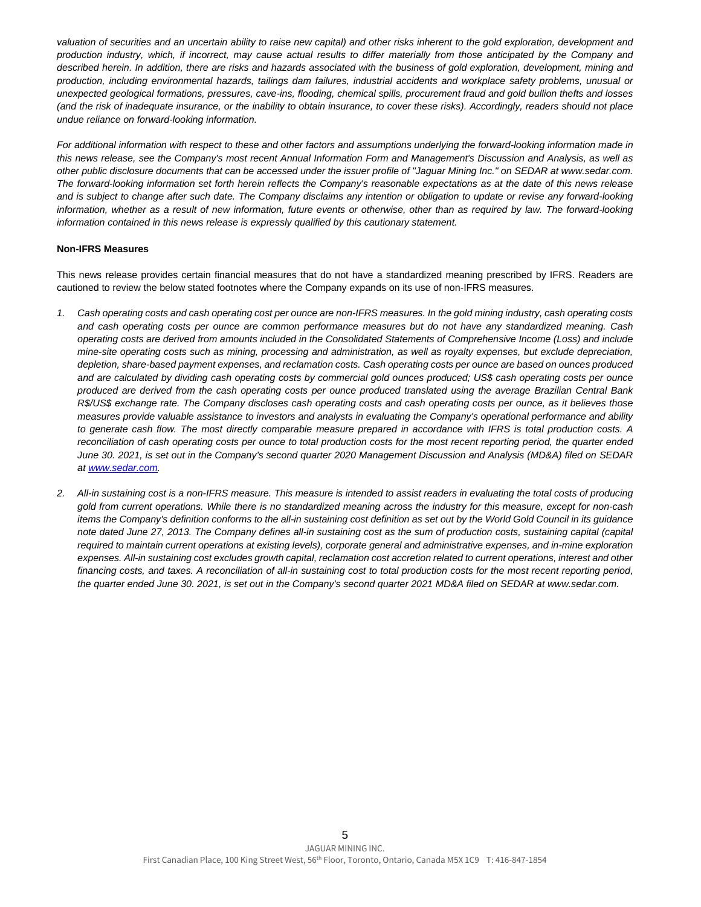*valuation of securities and an uncertain ability to raise new capital) and other risks inherent to the gold exploration, development and production industry, which, if incorrect, may cause actual results to differ materially from those anticipated by the Company and described herein. In addition, there are risks and hazards associated with the business of gold exploration, development, mining and production, including environmental hazards, tailings dam failures, industrial accidents and workplace safety problems, unusual or unexpected geological formations, pressures, cave-ins, flooding, chemical spills, procurement fraud and gold bullion thefts and losses (and the risk of inadequate insurance, or the inability to obtain insurance, to cover these risks). Accordingly, readers should not place undue reliance on forward-looking information.*

*For additional information with respect to these and other factors and assumptions underlying the forward-looking information made in this news release, see the Company's most recent Annual Information Form and Management's Discussion and Analysis, as well as other public disclosure documents that can be accessed under the issuer profile of "Jaguar Mining Inc." on SEDAR at www.sedar.com. The forward-looking information set forth herein reflects the Company's reasonable expectations as at the date of this news release and is subject to change after such date. The Company disclaims any intention or obligation to update or revise any forward-looking information, whether as a result of new information, future events or otherwise, other than as required by law. The forward-looking information contained in this news release is expressly qualified by this cautionary statement.*

**Non-IFRS Measures**

This news release provides certain financial measures that do not have a standardized meaning prescribed by IFRS. Readers are cautioned to review the below stated footnotes where the Company expands on its use of non-IFRS measures.

1. *Cash operating costs and cash operating cost per ounce are non-IFRS measures. In the gold mining industry, cash operating costs and cash operating costs per ounce are common performance measures but do not have any standardized meaning. Cash operating costs are derived from amounts included in the Consolidated Statements of Comprehensive Income (Loss) and include mine-site operating costs such as mining, processing and administration, as well as royalty expenses, but exclude depreciation, depletion, share-based payment expenses, and reclamation costs. Cash operating costs per ounce are based on ounces produced and are calculated by dividing cash operating costs by commercial gold ounces produced; US$ cash operating costs per ounce produced are derived from the cash operating costs per ounce produced translated using the average Brazilian Central Bank R$/US$ exchange rate. The Company discloses cash operating costs and cash operating costs per ounce, as it believes those measures provide valuable assistance to investors and analysts in evaluating the Company's operational performance and ability to generate cash flow. The most directly comparable measure prepared in accordance with IFRS is total production costs. A reconciliation of cash operating costs per ounce to total production costs for the most recent reporting period, the quarter ended June 30. 2021, is set out in the Company's second quarter 2020 Management Discussion and Analysis (MD&A) filed on SEDAR at [www.sedar.com](www.sedar.com).*

2. *All-in sustaining cost is a non-IFRS measure. This measure is intended to assist readers in evaluating the total costs of producing gold from current operations. While there is no standardized meaning across the industry for this measure, except for non-cash items the Company's definition conforms to the all-in sustaining cost definition as set out by the World Gold Council in its guidance note dated June 27, 2013. The Company defines all-in sustaining cost as the sum of production costs, sustaining capital (capital required to maintain current operations at existing levels), corporate general and administrative expenses, and in-mine exploration expenses. All-in sustaining cost excludes growth capital, reclamation cost accretion related to current operations, interest and other financing costs, and taxes. A reconciliation of all-in sustaining cost to total production costs for the most recent reporting period, the quarter ended June 30. 2021, is set out in the Company's second quarter 2021 MD&A filed on SEDAR at www.sedar.com.*